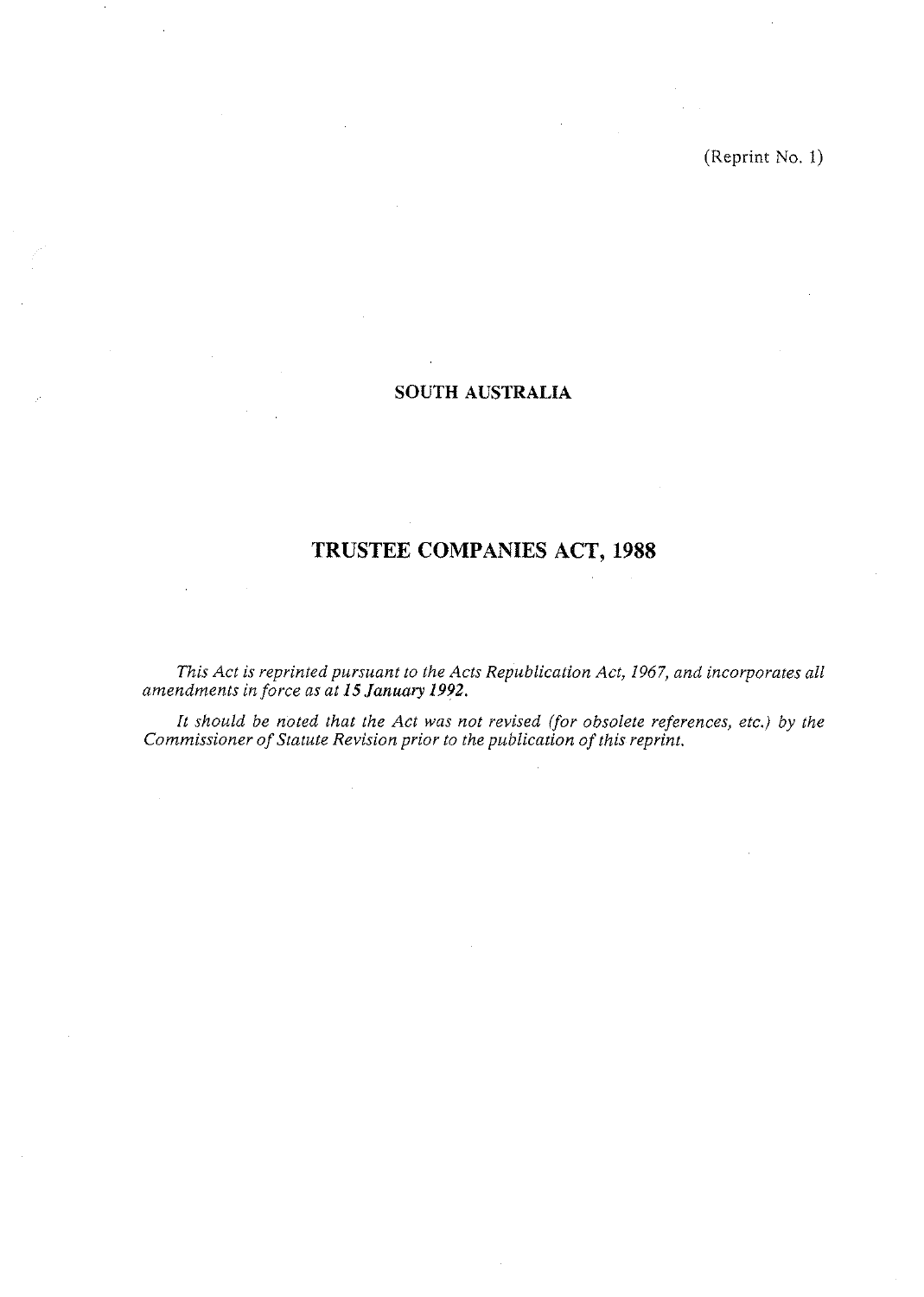(Reprint No. 1)

## SOUTH AUSTRALIA

# TRUSTEE COMPANIES ACT, 1988

*This Act is reprinted pursuant to the Acts Republication Act, 1967, and incorporates all amendments in force as at* ***15 January 1992.***

*It should be noted that the Act was not revised (for obsolete references, etc.) by the Commissioner of Statute Revision prior to the publication of this reprint.*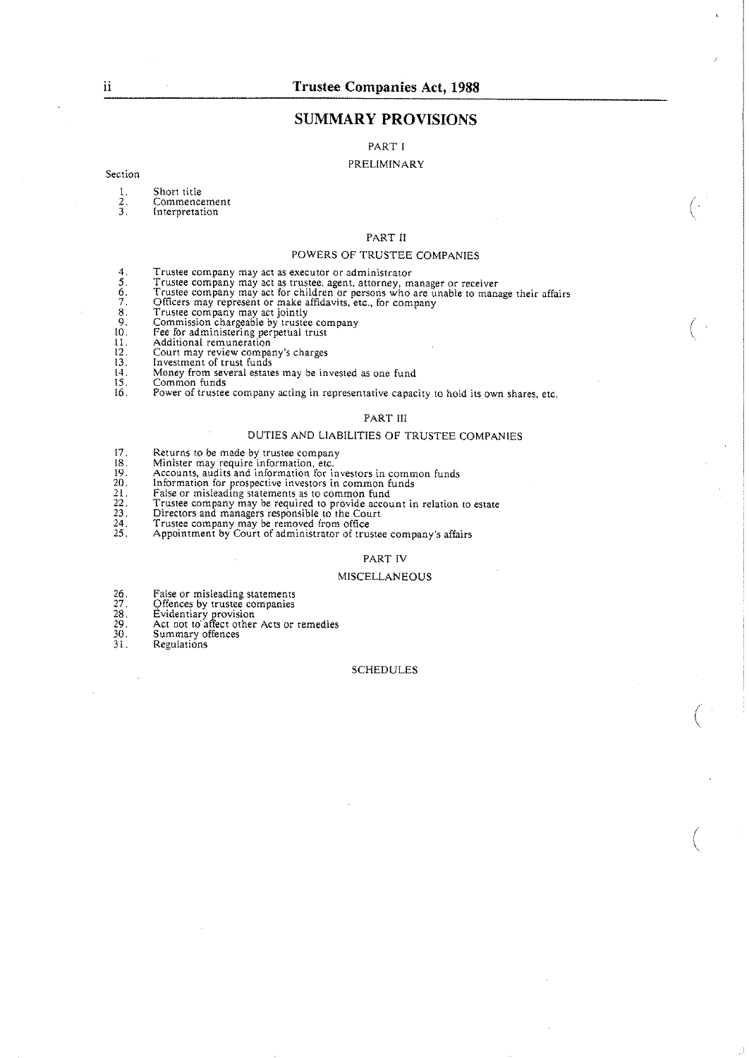## SUMMARY PROVISIONS

### PART I

### PRELIMINARY

Section

1. Short title
2. Commencement
3. Interpretation

### PART II

### POWERS OF TRUSTEE COMPANIES

4. Trustee company may act as executor or administrator
5. Trustee company may act as trustee, agent, attorney, manager or receiver
6. Trustee company may act for children or persons who are unable to manage their affairs
7. Officers may represent or make affidavits, etc., for company
8. Trustee company may act jointly
9. Commission chargeable by trustee company
10. Fee for administering perpetual trust
11. Additional remuneration
12. Court may review company's charges
13. Investment of trust funds
14. Money from several estates may be invested as one fund
15. Common funds
16. Power of trustee company acting in representative capacity to hold its own shares, etc.

### PART III

### DUTIES AND LIABILITIES OF TRUSTEE COMPANIES

17. Returns to be made by trustee company
18. Minister may require information, etc.
19. Accounts, audits and information for investors in common funds
20. Information for prospective investors in common funds
21. False or misleading statements as to common fund
22. Trustee company may be required to provide account in relation to estate
23. Directors and managers responsible to the Court
24. Trustee company may be removed from office
25. Appointment by Court of administrator of trustee company's affairs

### PART IV

### MISCELLANEOUS

26. False or misleading statements
27. Offences by trustee companies
28. Evidentiary provision
29. Act not to affect other Acts or remedies
30. Summary offences
31. Regulations

SCHEDULES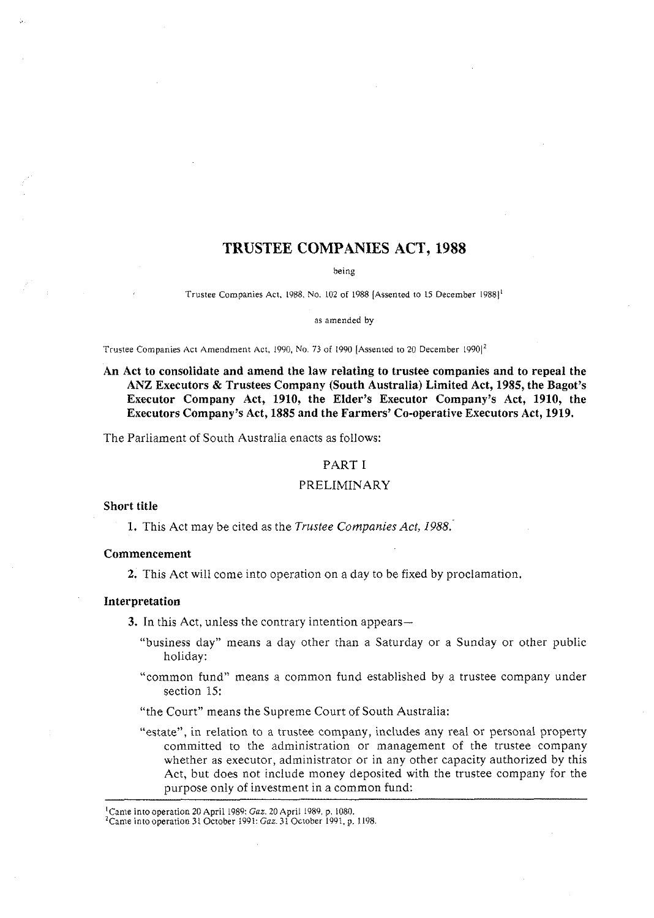# TRUSTEE COMPANIES ACT, 1988

being

Trustee Companies Act, 1988, No. 102 of 1988 [Assented to 15 December 1988][1]

as amended by

Trustee Companies Act Amendment Act, 1990, No. 73 of 1990 [Assented to 20 December 1990][2]

**An Act to consolidate and amend the law relating to trustee companies and to repeal the ANZ Executors & Trustees Company (South Australia) Limited Act, 1985, the Bagot's Executor Company Act, 1910, the Elder's Executor Company's Act, 1910, the Executors Company's Act, 1885 and the Farmers' Co-operative Executors Act, 1919.**

The Parliament of South Australia enacts as follows:

## PART I

## PRELIMINARY

### Short title

1. This Act may be cited as the *Trustee Companies Act, 1988*.

### Commencement

2. This Act will come into operation on a day to be fixed by proclamation.

### Interpretation

3. In this Act, unless the contrary intention appears—

"business day" means a day other than a Saturday or a Sunday or other public holiday:

"common fund" means a common fund established by a trustee company under section 15:

"the Court" means the Supreme Court of South Australia:

"estate", in relation to a trustee company, includes any real or personal property committed to the administration or management of the trustee company whether as executor, administrator or in any other capacity authorized by this Act, but does not include money deposited with the trustee company for the purpose only of investment in a common fund:

---

[1] Came into operation 20 April 1989: *Gaz.* 20 April 1989, p. 1080.

[2] Came into operation 31 October 1991: *Gaz.* 31 October 1991, p. 1198.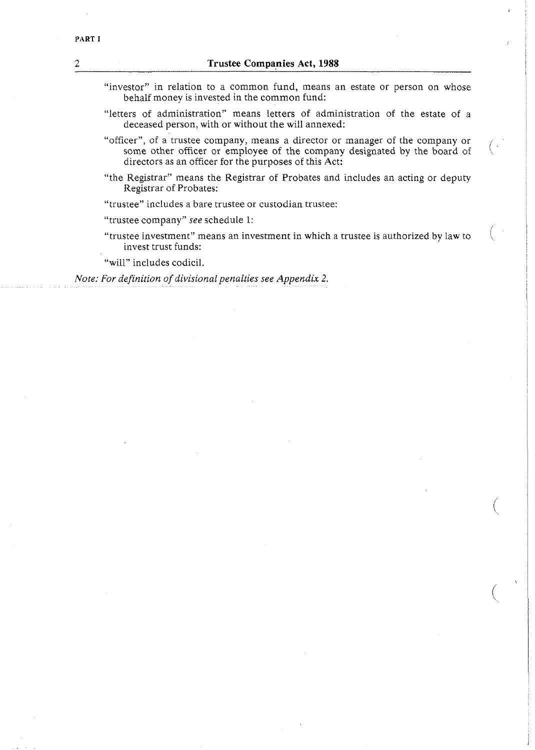"investor" in relation to a common fund, means an estate or person on whose behalf money is invested in the common fund:

"letters of administration" means letters of administration of the estate of a deceased person, with or without the will annexed:

"officer", of a trustee company, means a director or manager of the company or some other officer or employee of the company designated by the board of directors as an officer for the purposes of this Act:

"the Registrar" means the Registrar of Probates and includes an acting or deputy Registrar of Probates:

"trustee" includes a bare trustee or custodian trustee:

"trustee company" *see* schedule 1:

"trustee investment" means an investment in which a trustee is authorized by law to invest trust funds:

"will" includes codicil.

*Note: For definition of divisional penalties see Appendix 2.*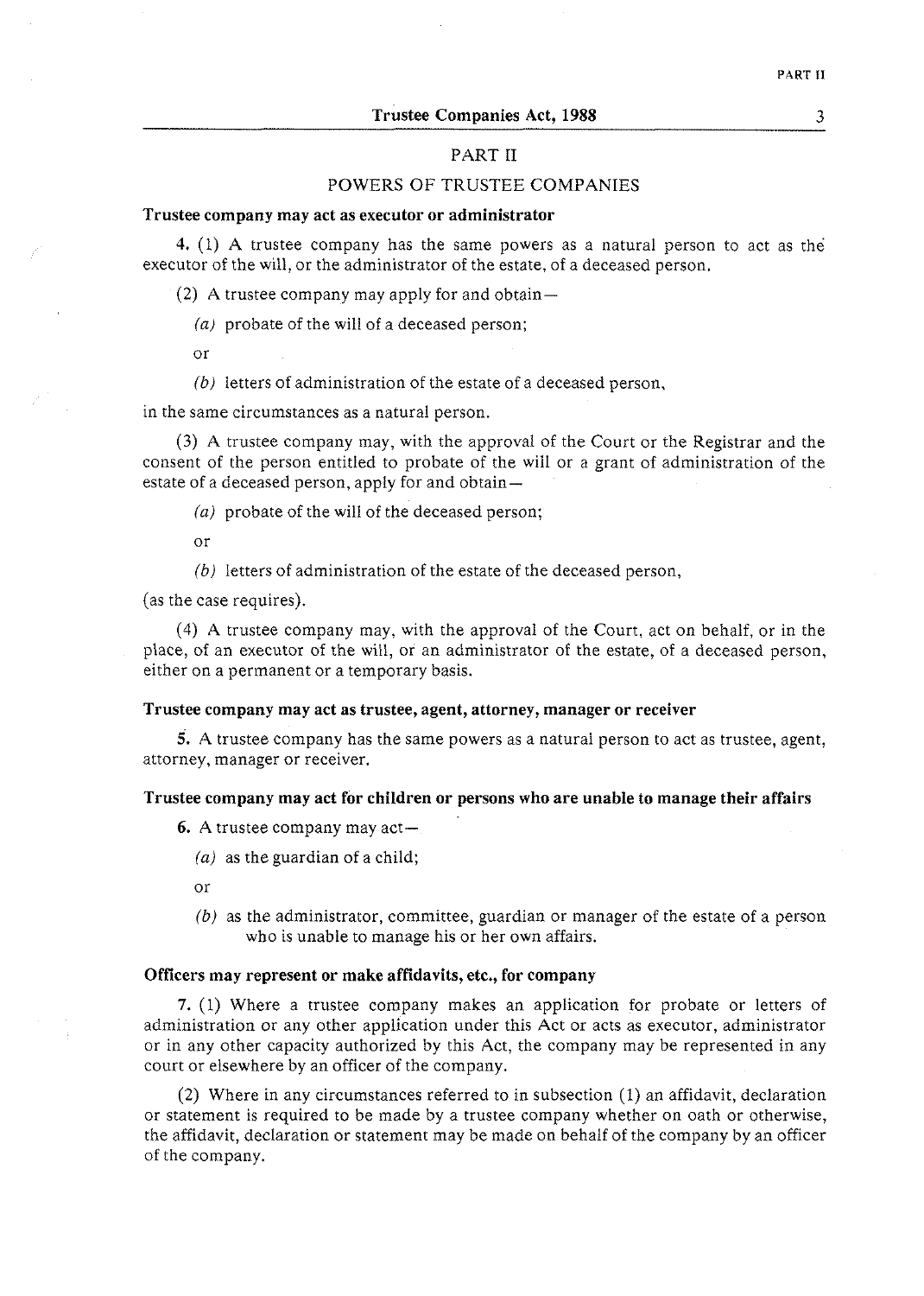## PART II

## POWERS OF TRUSTEE COMPANIES

### Trustee company may act as executor or administrator

**4.** (1) A trustee company has the same powers as a natural person to act as the executor of the will, or the administrator of the estate, of a deceased person.

(2) A trustee company may apply for and obtain—

*(a)* probate of the will of a deceased person;

or

*(b)* letters of administration of the estate of a deceased person,

in the same circumstances as a natural person.

(3) A trustee company may, with the approval of the Court or the Registrar and the consent of the person entitled to probate of the will or a grant of administration of the estate of a deceased person, apply for and obtain—

*(a)* probate of the will of the deceased person;

or

*(b)* letters of administration of the estate of the deceased person,

(as the case requires).

(4) A trustee company may, with the approval of the Court, act on behalf, or in the place, of an executor of the will, or an administrator of the estate, of a deceased person, either on a permanent or a temporary basis.

### Trustee company may act as trustee, agent, attorney, manager or receiver

**5.** A trustee company has the same powers as a natural person to act as trustee, agent, attorney, manager or receiver.

### Trustee company may act for children or persons who are unable to manage their affairs

**6.** A trustee company may act—

*(a)* as the guardian of a child;

or

*(b)* as the administrator, committee, guardian or manager of the estate of a person who is unable to manage his or her own affairs.

### Officers may represent or make affidavits, etc., for company

**7.** (1) Where a trustee company makes an application for probate or letters of administration or any other application under this Act or acts as executor, administrator or in any other capacity authorized by this Act, the company may be represented in any court or elsewhere by an officer of the company.

(2) Where in any circumstances referred to in subsection (1) an affidavit, declaration or statement is required to be made by a trustee company whether on oath or otherwise, the affidavit, declaration or statement may be made on behalf of the company by an officer of the company.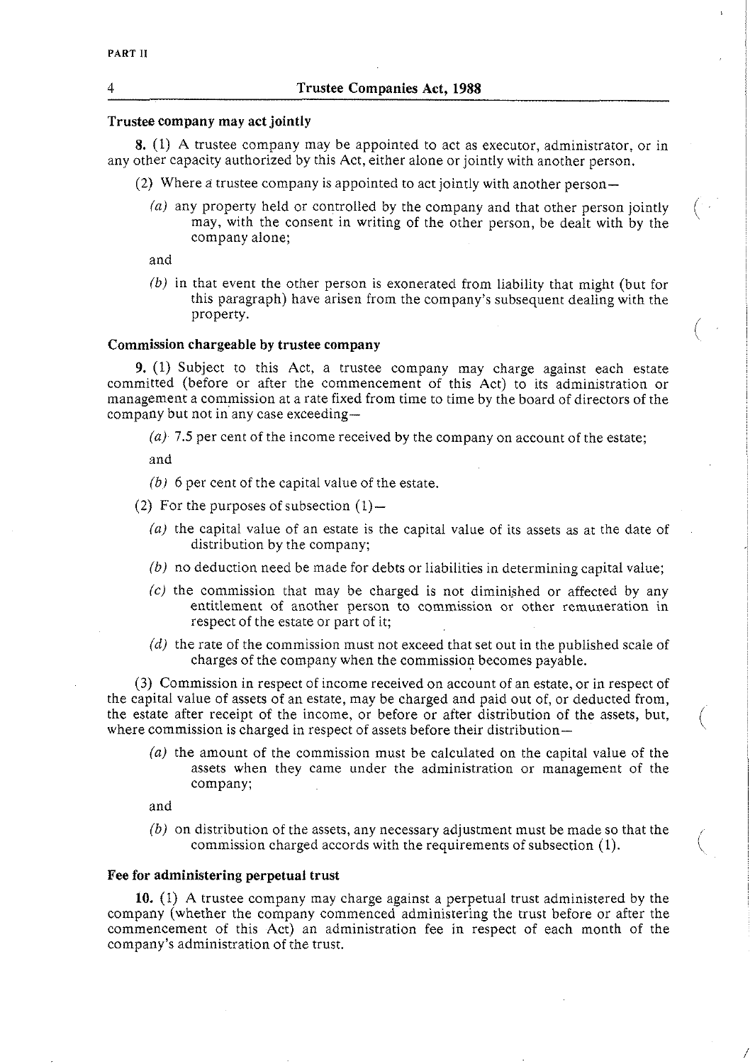### Trustee company may act jointly

**8.** (1) A trustee company may be appointed to act as executor, administrator, or in any other capacity authorized by this Act, either alone or jointly with another person.

(2) Where a trustee company is appointed to act jointly with another person—

*(a)* any property held or controlled by the company and that other person jointly may, with the consent in writing of the other person, be dealt with by the company alone;

and

*(b)* in that event the other person is exonerated from liability that might (but for this paragraph) have arisen from the company's subsequent dealing with the property.

### Commission chargeable by trustee company

**9.** (1) Subject to this Act, a trustee company may charge against each estate committed (before or after the commencement of this Act) to its administration or management a commission at a rate fixed from time to time by the board of directors of the company but not in any case exceeding—

*(a)* 7.5 per cent of the income received by the company on account of the estate;

and

*(b)* 6 per cent of the capital value of the estate.

(2) For the purposes of subsection (1)—

*(a)* the capital value of an estate is the capital value of its assets as at the date of distribution by the company;

*(b)* no deduction need be made for debts or liabilities in determining capital value;

*(c)* the commission that may be charged is not diminished or affected by any entitlement of another person to commission or other remuneration in respect of the estate or part of it;

*(d)* the rate of the commission must not exceed that set out in the published scale of charges of the company when the commission becomes payable.

(3) Commission in respect of income received on account of an estate, or in respect of the capital value of assets of an estate, may be charged and paid out of, or deducted from, the estate after receipt of the income, or before or after distribution of the assets, but, where commission is charged in respect of assets before their distribution—

*(a)* the amount of the commission must be calculated on the capital value of the assets when they came under the administration or management of the company;

and

*(b)* on distribution of the assets, any necessary adjustment must be made so that the commission charged accords with the requirements of subsection (1).

### Fee for administering perpetual trust

**10.** (1) A trustee company may charge against a perpetual trust administered by the company (whether the company commenced administering the trust before or after the commencement of this Act) an administration fee in respect of each month of the company's administration of the trust.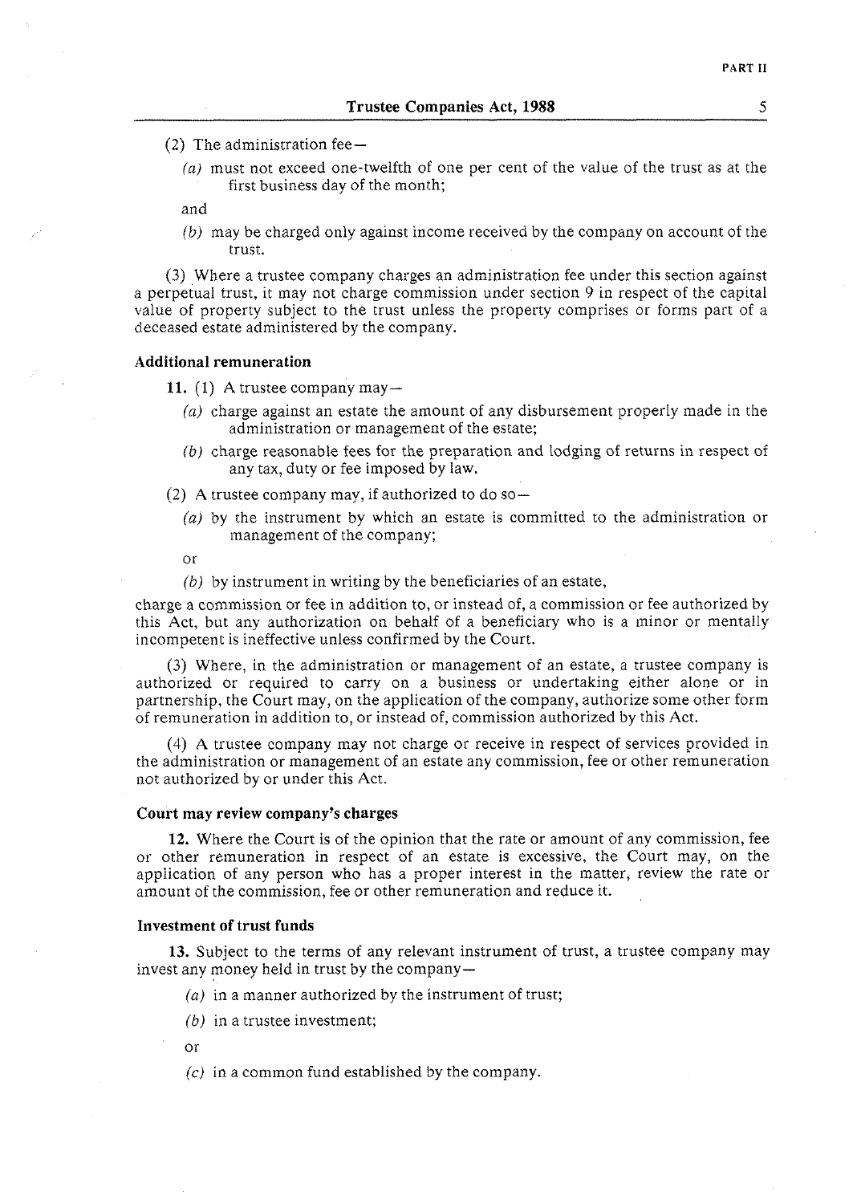(2) The administration fee—

*(a)* must not exceed one-twelfth of one per cent of the value of the trust as at the first business day of the month;

and

*(b)* may be charged only against income received by the company on account of the trust.

(3) Where a trustee company charges an administration fee under this section against a perpetual trust, it may not charge commission under section 9 in respect of the capital value of property subject to the trust unless the property comprises or forms part of a deceased estate administered by the company.

### Additional remuneration

**11.** (1) A trustee company may—

*(a)* charge against an estate the amount of any disbursement properly made in the administration or management of the estate;

*(b)* charge reasonable fees for the preparation and lodging of returns in respect of any tax, duty or fee imposed by law.

(2) A trustee company may, if authorized to do so—

*(a)* by the instrument by which an estate is committed to the administration or management of the company;

or

*(b)* by instrument in writing by the beneficiaries of an estate,

charge a commission or fee in addition to, or instead of, a commission or fee authorized by this Act, but any authorization on behalf of a beneficiary who is a minor or mentally incompetent is ineffective unless confirmed by the Court.

(3) Where, in the administration or management of an estate, a trustee company is authorized or required to carry on a business or undertaking either alone or in partnership, the Court may, on the application of the company, authorize some other form of remuneration in addition to, or instead of, commission authorized by this Act.

(4) A trustee company may not charge or receive in respect of services provided in the administration or management of an estate any commission, fee or other remuneration not authorized by or under this Act.

### Court may review company's charges

**12.** Where the Court is of the opinion that the rate or amount of any commission, fee or other remuneration in respect of an estate is excessive, the Court may, on the application of any person who has a proper interest in the matter, review the rate or amount of the commission, fee or other remuneration and reduce it.

### Investment of trust funds

**13.** Subject to the terms of any relevant instrument of trust, a trustee company may invest any money held in trust by the company—

*(a)* in a manner authorized by the instrument of trust;

*(b)* in a trustee investment;

or

*(c)* in a common fund established by the company.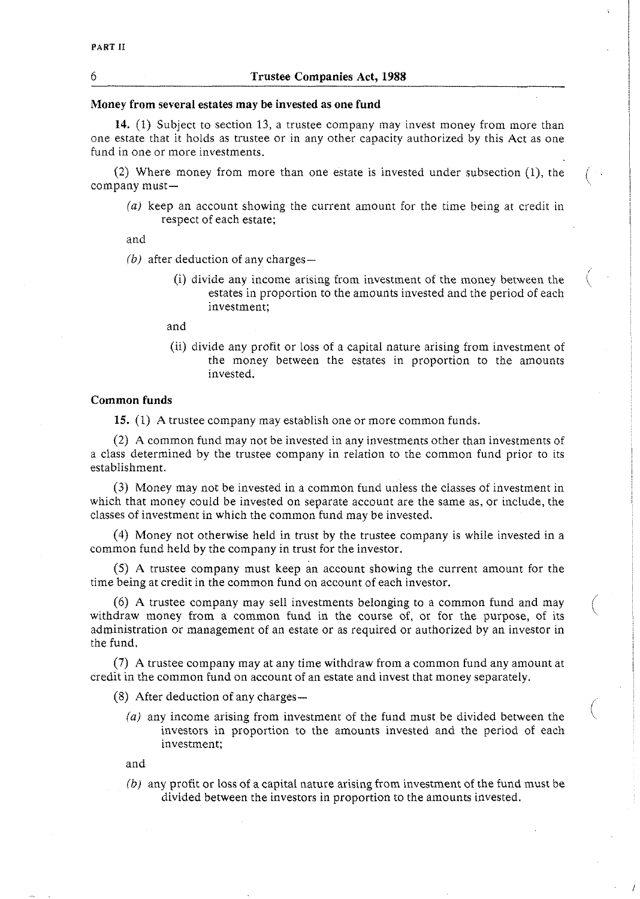### Money from several estates may be invested as one fund

**14.** (1) Subject to section 13, a trustee company may invest money from more than one estate that it holds as trustee or in any other capacity authorized by this Act as one fund in one or more investments.

(2) Where money from more than one estate is invested under subsection (1), the company must—

*(a)* keep an account showing the current amount for the time being at credit in respect of each estate;

and

*(b)* after deduction of any charges—

(i) divide any income arising from investment of the money between the estates in proportion to the amounts invested and the period of each investment;

and

(ii) divide any profit or loss of a capital nature arising from investment of the money between the estates in proportion to the amounts invested.

### Common funds

**15.** (1) A trustee company may establish one or more common funds.

(2) A common fund may not be invested in any investments other than investments of a class determined by the trustee company in relation to the common fund prior to its establishment.

(3) Money may not be invested in a common fund unless the classes of investment in which that money could be invested on separate account are the same as, or include, the classes of investment in which the common fund may be invested.

(4) Money not otherwise held in trust by the trustee company is while invested in a common fund held by the company in trust for the investor.

(5) A trustee company must keep an account showing the current amount for the time being at credit in the common fund on account of each investor.

(6) A trustee company may sell investments belonging to a common fund and may withdraw money from a common fund in the course of, or for the purpose, of its administration or management of an estate or as required or authorized by an investor in the fund.

(7) A trustee company may at any time withdraw from a common fund any amount at credit in the common fund on account of an estate and invest that money separately.

(8) After deduction of any charges—

*(a)* any income arising from investment of the fund must be divided between the investors in proportion to the amounts invested and the period of each investment;

and

*(b)* any profit or loss of a capital nature arising from investment of the fund must be divided between the investors in proportion to the amounts invested.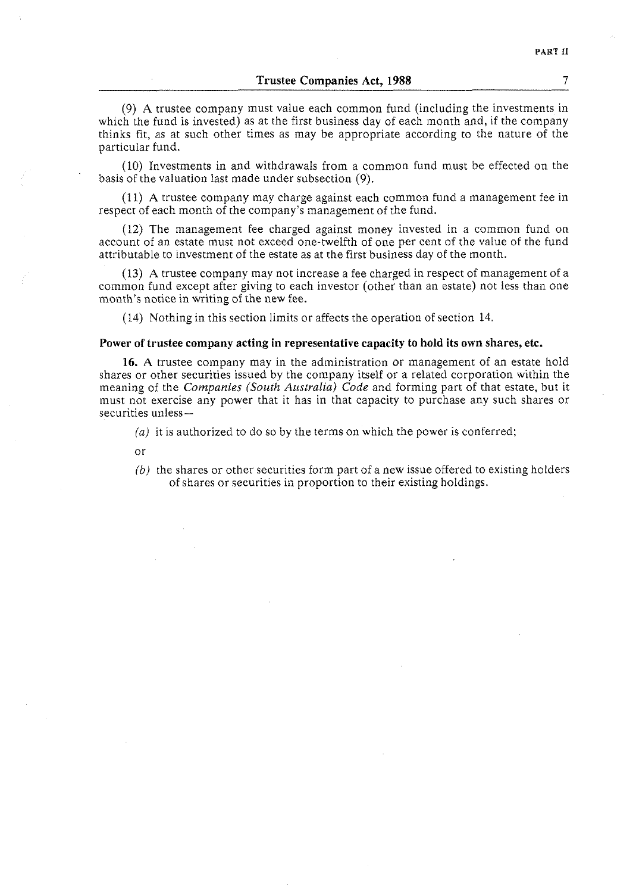(9) A trustee company must value each common fund (including the investments in which the fund is invested) as at the first business day of each month and, if the company thinks fit, as at such other times as may be appropriate according to the nature of the particular fund.

(10) Investments in and withdrawals from a common fund must be effected on the basis of the valuation last made under subsection (9).

(11) A trustee company may charge against each common fund a management fee in respect of each month of the company's management of the fund.

(12) The management fee charged against money invested in a common fund on account of an estate must not exceed one-twelfth of one per cent of the value of the fund attributable to investment of the estate as at the first business day of the month.

(13) A trustee company may not increase a fee charged in respect of management of a common fund except after giving to each investor (other than an estate) not less than one month's notice in writing of the new fee.

(14) Nothing in this section limits or affects the operation of section 14.

**Power of trustee company acting in representative capacity to hold its own shares, etc.**

**16.** A trustee company may in the administration or management of an estate hold shares or other securities issued by the company itself or a related corporation within the meaning of the *Companies (South Australia) Code* and forming part of that estate, but it must not exercise any power that it has in that capacity to purchase any such shares or securities unless—

*(a)* it is authorized to do so by the terms on which the power is conferred;

or

*(b)* the shares or other securities form part of a new issue offered to existing holders of shares or securities in proportion to their existing holdings.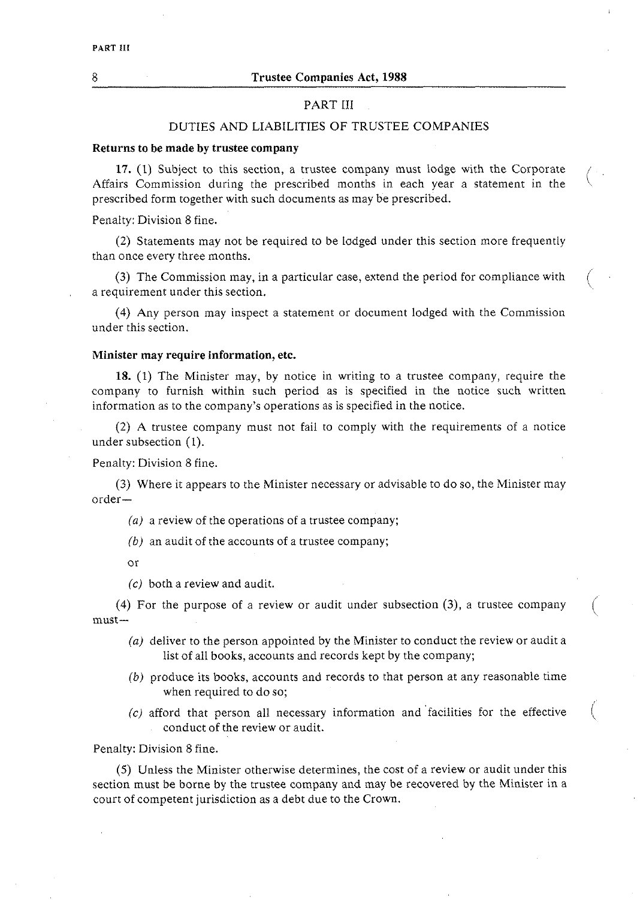## PART III

### DUTIES AND LIABILITIES OF TRUSTEE COMPANIES

**Returns to be made by trustee company**

**17.** (1) Subject to this section, a trustee company must lodge with the Corporate Affairs Commission during the prescribed months in each year a statement in the prescribed form together with such documents as may be prescribed.

Penalty: Division 8 fine.

(2) Statements may not be required to be lodged under this section more frequently than once every three months.

(3) The Commission may, in a particular case, extend the period for compliance with a requirement under this section.

(4) Any person may inspect a statement or document lodged with the Commission under this section.

**Minister may require information, etc.**

**18.** (1) The Minister may, by notice in writing to a trustee company, require the company to furnish within such period as is specified in the notice such written information as to the company's operations as is specified in the notice.

(2) A trustee company must not fail to comply with the requirements of a notice under subsection (1).

Penalty: Division 8 fine.

(3) Where it appears to the Minister necessary or advisable to do so, the Minister may order—

*(a)* a review of the operations of a trustee company;

*(b)* an audit of the accounts of a trustee company;

or

*(c)* both a review and audit.

(4) For the purpose of a review or audit under subsection (3), a trustee company must—

*(a)* deliver to the person appointed by the Minister to conduct the review or audit a list of all books, accounts and records kept by the company;

*(b)* produce its books, accounts and records to that person at any reasonable time when required to do so;

*(c)* afford that person all necessary information and facilities for the effective conduct of the review or audit.

Penalty: Division 8 fine.

(5) Unless the Minister otherwise determines, the cost of a review or audit under this section must be borne by the trustee company and may be recovered by the Minister in a court of competent jurisdiction as a debt due to the Crown.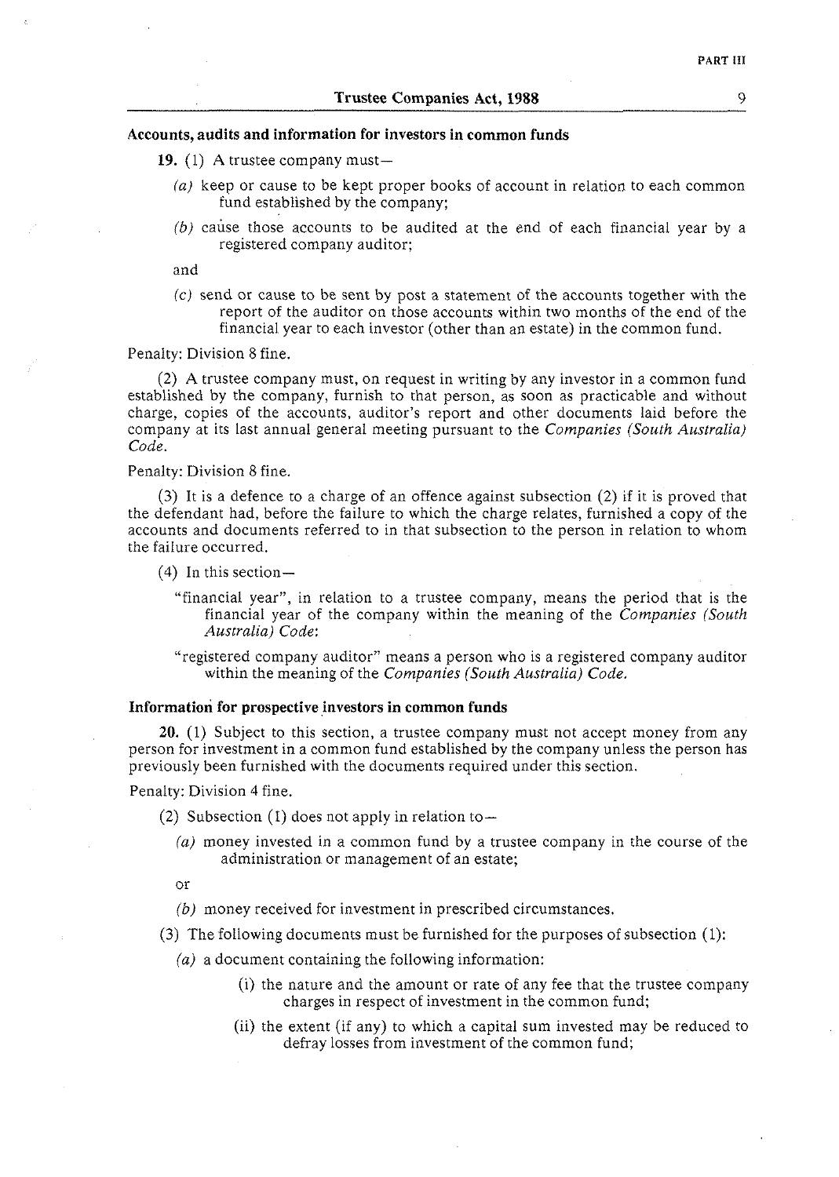**Accounts, audits and information for investors in common funds**

**19.** (1) A trustee company must—

*(a)* keep or cause to be kept proper books of account in relation to each common fund established by the company;

*(b)* cause those accounts to be audited at the end of each financial year by a registered company auditor;

and

*(c)* send or cause to be sent by post a statement of the accounts together with the report of the auditor on those accounts within two months of the end of the financial year to each investor (other than an estate) in the common fund.

Penalty: Division 8 fine.

(2) A trustee company must, on request in writing by any investor in a common fund established by the company, furnish to that person, as soon as practicable and without charge, copies of the accounts, auditor's report and other documents laid before the company at its last annual general meeting pursuant to the *Companies (South Australia) Code*.

Penalty: Division 8 fine.

(3) It is a defence to a charge of an offence against subsection (2) if it is proved that the defendant had, before the failure to which the charge relates, furnished a copy of the accounts and documents referred to in that subsection to the person in relation to whom the failure occurred.

(4) In this section—

"financial year", in relation to a trustee company, means the period that is the financial year of the company within the meaning of the *Companies (South Australia) Code*:

"registered company auditor" means a person who is a registered company auditor within the meaning of the *Companies (South Australia) Code*.

**Information for prospective investors in common funds**

**20.** (1) Subject to this section, a trustee company must not accept money from any person for investment in a common fund established by the company unless the person has previously been furnished with the documents required under this section.

Penalty: Division 4 fine.

(2) Subsection (1) does not apply in relation to—

*(a)* money invested in a common fund by a trustee company in the course of the administration or management of an estate;

or

*(b)* money received for investment in prescribed circumstances.

(3) The following documents must be furnished for the purposes of subsection (1):

*(a)* a document containing the following information:

(i) the nature and the amount or rate of any fee that the trustee company charges in respect of investment in the common fund;

(ii) the extent (if any) to which a capital sum invested may be reduced to defray losses from investment of the common fund;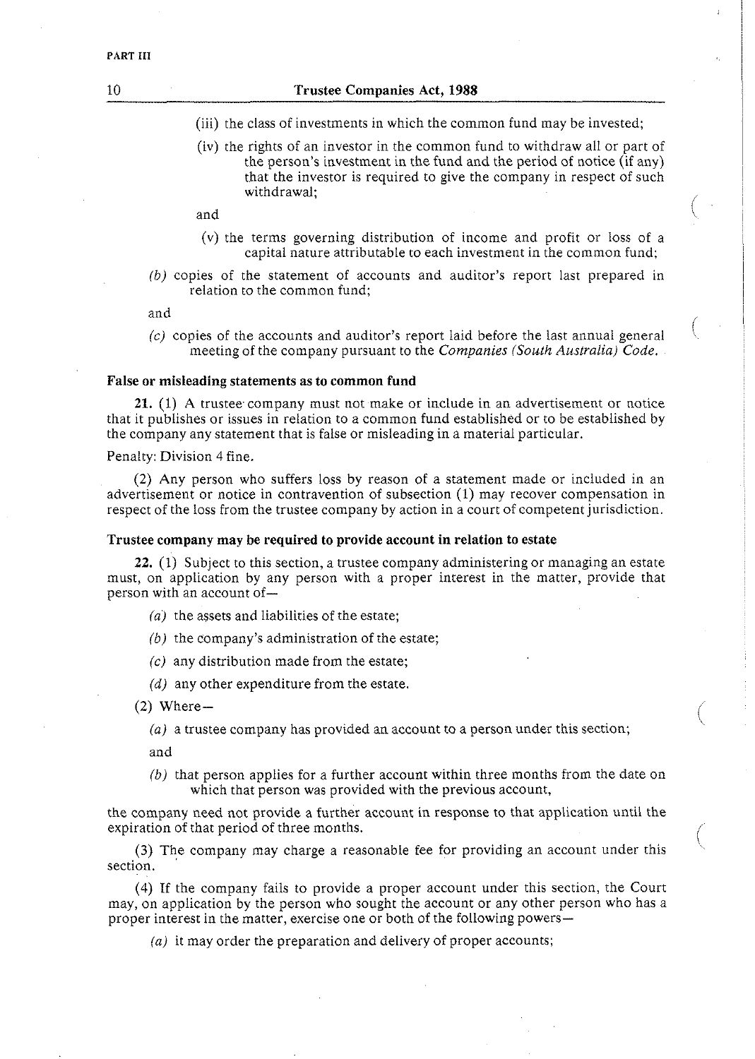(iii) the class of investments in which the common fund may be invested;

(iv) the rights of an investor in the common fund to withdraw all or part of the person's investment in the fund and the period of notice (if any) that the investor is required to give the company in respect of such withdrawal;

and

(v) the terms governing distribution of income and profit or loss of a capital nature attributable to each investment in the common fund;

*(b)* copies of the statement of accounts and auditor's report last prepared in relation to the common fund;

and

*(c)* copies of the accounts and auditor's report laid before the last annual general meeting of the company pursuant to the *Companies (South Australia) Code.*

**False or misleading statements as to common fund**

**21.** (1) A trustee company must not make or include in an advertisement or notice that it publishes or issues in relation to a common fund established or to be established by the company any statement that is false or misleading in a material particular.

Penalty: Division 4 fine.

(2) Any person who suffers loss by reason of a statement made or included in an advertisement or notice in contravention of subsection (1) may recover compensation in respect of the loss from the trustee company by action in a court of competent jurisdiction.

**Trustee company may be required to provide account in relation to estate**

**22.** (1) Subject to this section, a trustee company administering or managing an estate must, on application by any person with a proper interest in the matter, provide that person with an account of—

*(a)* the assets and liabilities of the estate;

*(b)* the company's administration of the estate;

*(c)* any distribution made from the estate;

*(d)* any other expenditure from the estate.

(2) Where—

*(a)* a trustee company has provided an account to a person under this section;

and

*(b)* that person applies for a further account within three months from the date on which that person was provided with the previous account,

the company need not provide a further account in response to that application until the expiration of that period of three months.

(3) The company may charge a reasonable fee for providing an account under this section.

(4) If the company fails to provide a proper account under this section, the Court may, on application by the person who sought the account or any other person who has a proper interest in the matter, exercise one or both of the following powers—

*(a)* it may order the preparation and delivery of proper accounts;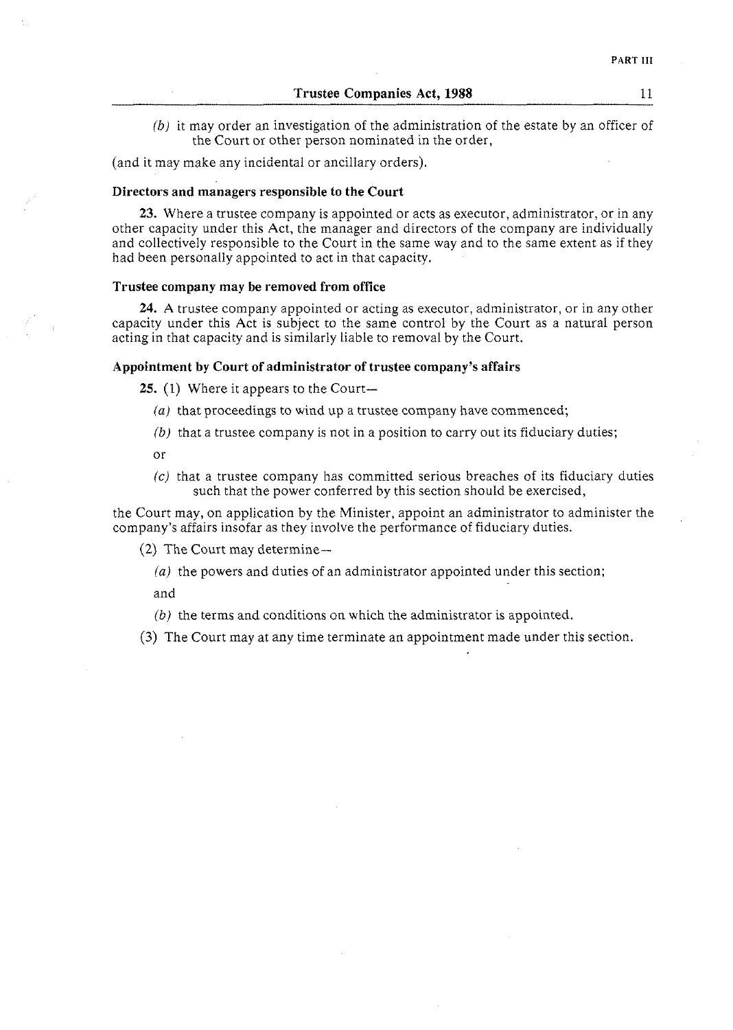(*b*) it may order an investigation of the administration of the estate by an officer of the Court or other person nominated in the order,

(and it may make any incidental or ancillary orders).

**Directors and managers responsible to the Court**

**23.** Where a trustee company is appointed or acts as executor, administrator, or in any other capacity under this Act, the manager and directors of the company are individually and collectively responsible to the Court in the same way and to the same extent as if they had been personally appointed to act in that capacity.

**Trustee company may be removed from office**

**24.** A trustee company appointed or acting as executor, administrator, or in any other capacity under this Act is subject to the same control by the Court as a natural person acting in that capacity and is similarly liable to removal by the Court.

**Appointment by Court of administrator of trustee company's affairs**

**25.** (1) Where it appears to the Court—

(*a*) that proceedings to wind up a trustee company have commenced;

(*b*) that a trustee company is not in a position to carry out its fiduciary duties;

or

(*c*) that a trustee company has committed serious breaches of its fiduciary duties such that the power conferred by this section should be exercised,

the Court may, on application by the Minister, appoint an administrator to administer the company's affairs insofar as they involve the performance of fiduciary duties.

(2) The Court may determine—

(*a*) the powers and duties of an administrator appointed under this section;

and

(*b*) the terms and conditions on which the administrator is appointed.

(3) The Court may at any time terminate an appointment made under this section.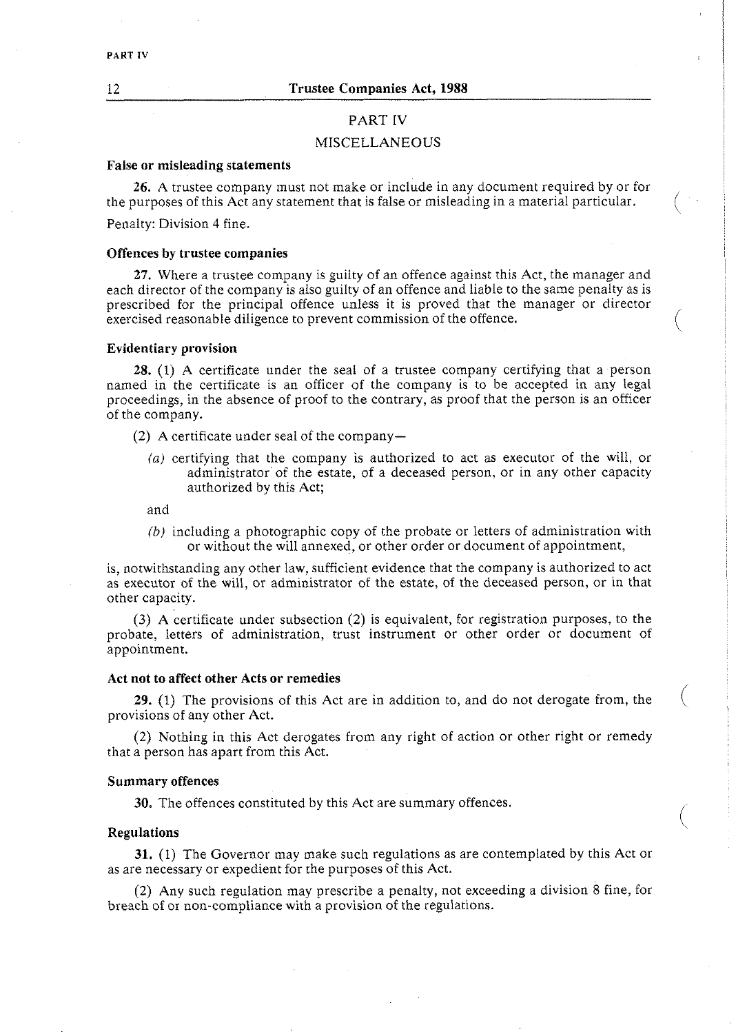## PART IV

## MISCELLANEOUS

**False or misleading statements**

**26.** A trustee company must not make or include in any document required by or for the purposes of this Act any statement that is false or misleading in a material particular.

Penalty: Division 4 fine.

**Offences by trustee companies**

**27.** Where a trustee company is guilty of an offence against this Act, the manager and each director of the company is also guilty of an offence and liable to the same penalty as is prescribed for the principal offence unless it is proved that the manager or director exercised reasonable diligence to prevent commission of the offence.

**Evidentiary provision**

**28.** (1) A certificate under the seal of a trustee company certifying that a person named in the certificate is an officer of the company is to be accepted in any legal proceedings, in the absence of proof to the contrary, as proof that the person is an officer of the company.

(2) A certificate under seal of the company—

*(a)* certifying that the company is authorized to act as executor of the will, or administrator of the estate, of a deceased person, or in any other capacity authorized by this Act;

and

*(b)* including a photographic copy of the probate or letters of administration with or without the will annexed, or other order or document of appointment,

is, notwithstanding any other law, sufficient evidence that the company is authorized to act as executor of the will, or administrator of the estate, of the deceased person, or in that other capacity.

(3) A certificate under subsection (2) is equivalent, for registration purposes, to the probate, letters of administration, trust instrument or other order or document of appointment.

**Act not to affect other Acts or remedies**

**29.** (1) The provisions of this Act are in addition to, and do not derogate from, the provisions of any other Act.

(2) Nothing in this Act derogates from any right of action or other right or remedy that a person has apart from this Act.

**Summary offences**

**30.** The offences constituted by this Act are summary offences.

**Regulations**

**31.** (1) The Governor may make such regulations as are contemplated by this Act or as are necessary or expedient for the purposes of this Act.

(2) Any such regulation may prescribe a penalty, not exceeding a division 8 fine, for breach of or non-compliance with a provision of the regulations.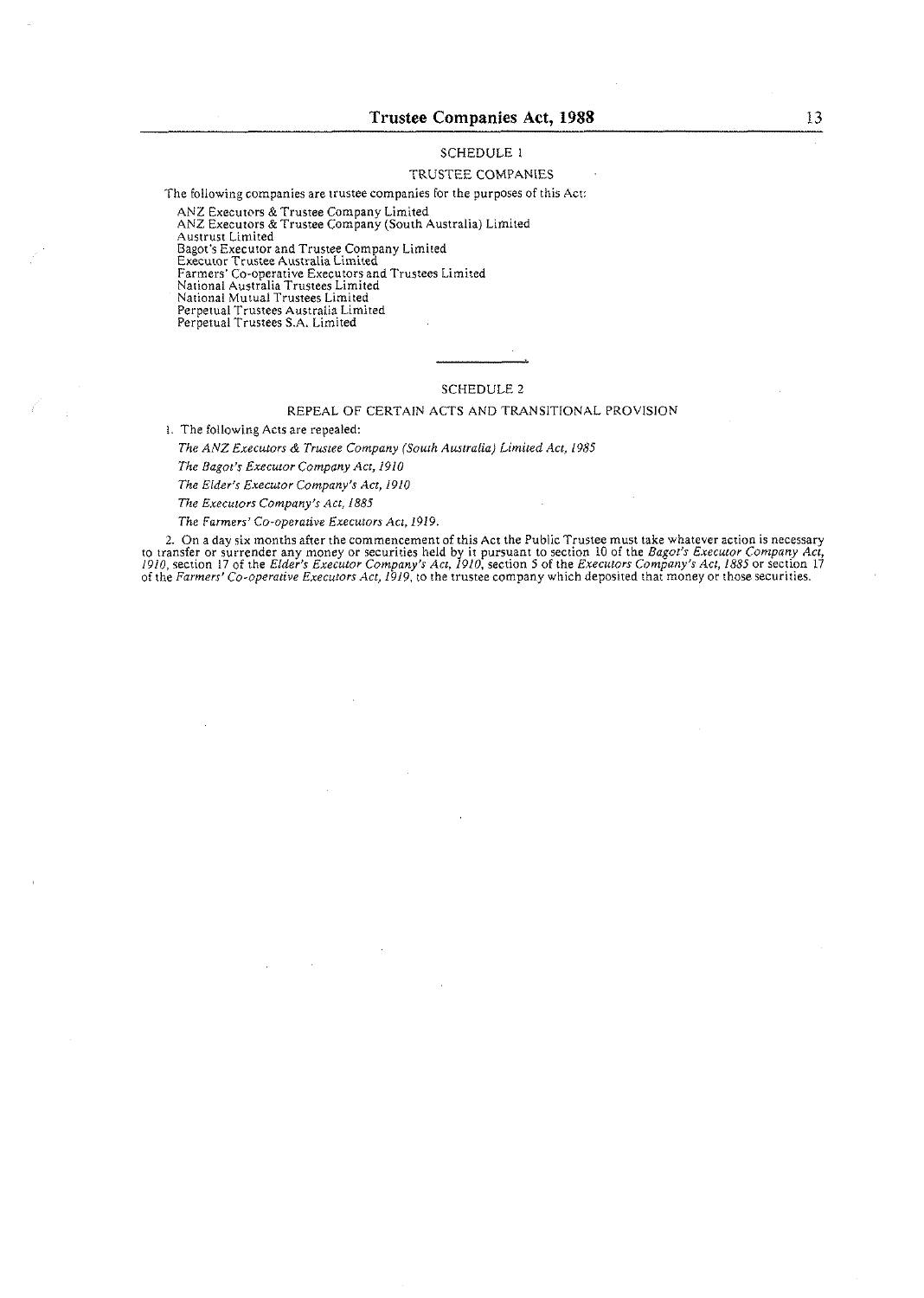## SCHEDULE 1

### TRUSTEE COMPANIES

The following companies are trustee companies for the purposes of this Act:

ANZ Executors & Trustee Company Limited
ANZ Executors & Trustee Company (South Australia) Limited
Austrust Limited
Bagot's Executor and Trustee Company Limited
Executor Trustee Australia Limited
Farmers' Co-operative Executors and Trustees Limited
National Australia Trustees Limited
National Mutual Trustees Limited
Perpetual Trustees Australia Limited
Perpetual Trustees S.A. Limited

---

## SCHEDULE 2

### REPEAL OF CERTAIN ACTS AND TRANSITIONAL PROVISION

1. The following Acts are repealed:

*The ANZ Executors & Trustee Company (South Australia) Limited Act, 1985*

*The Bagot's Executor Company Act, 1910*

*The Elder's Executor Company's Act, 1910*

*The Executors Company's Act, 1885*

*The Farmers' Co-operative Executors Act, 1919.*

2. On a day six months after the commencement of this Act the Public Trustee must take whatever action is necessary to transfer or surrender any money or securities held by it pursuant to section 10 of the *Bagot's Executor Company Act, 1910*, section 17 of the *Elder's Executor Company's Act, 1910*, section 5 of the *Executors Company's Act, 1885* or section 17 of the *Farmers' Co-operative Executors Act, 1919*, to the trustee company which deposited that money or those securities.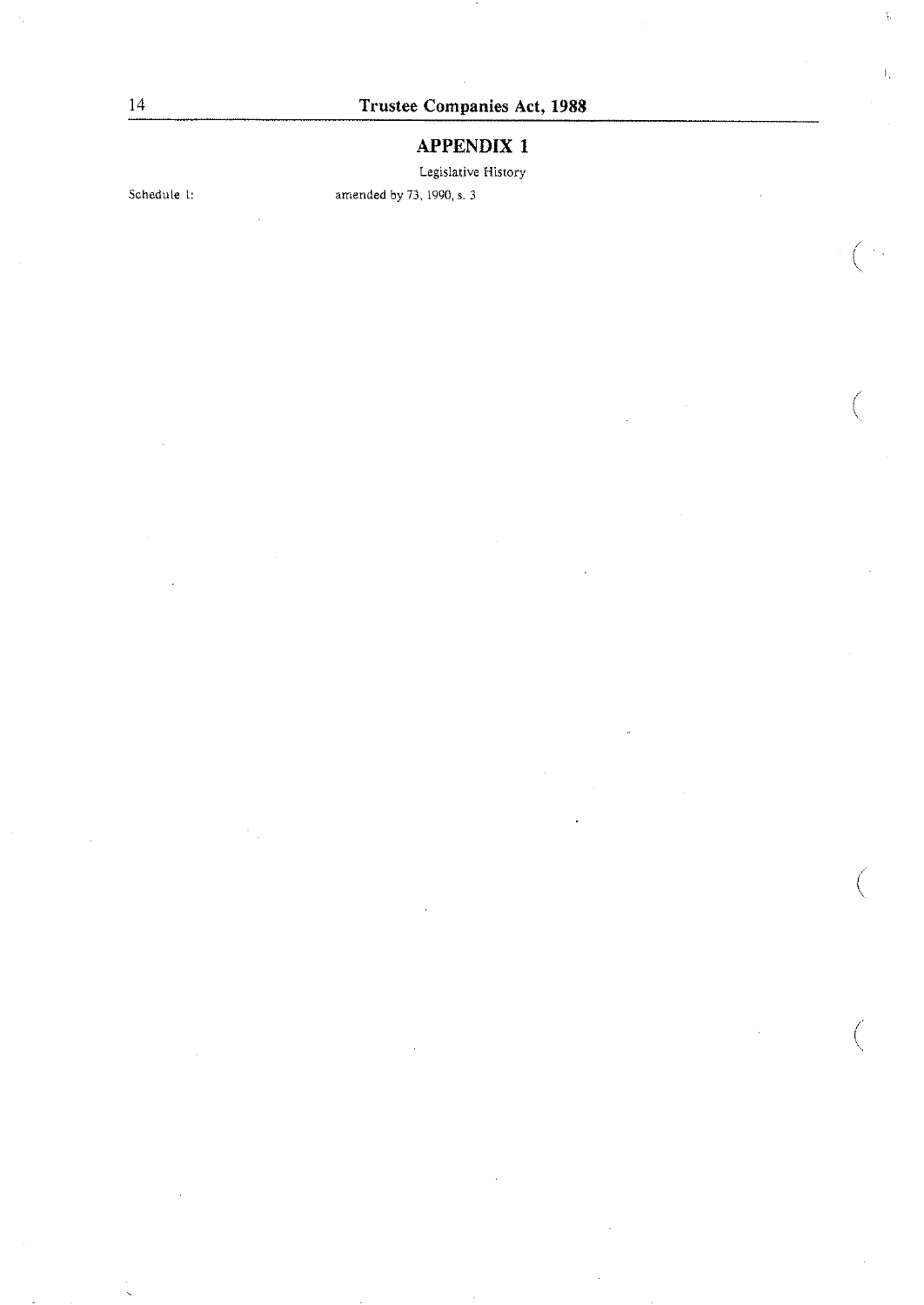## APPENDIX 1

Legislative History

| | |
|---|---|
| Schedule 1: | amended by 73, 1990, s. 3 |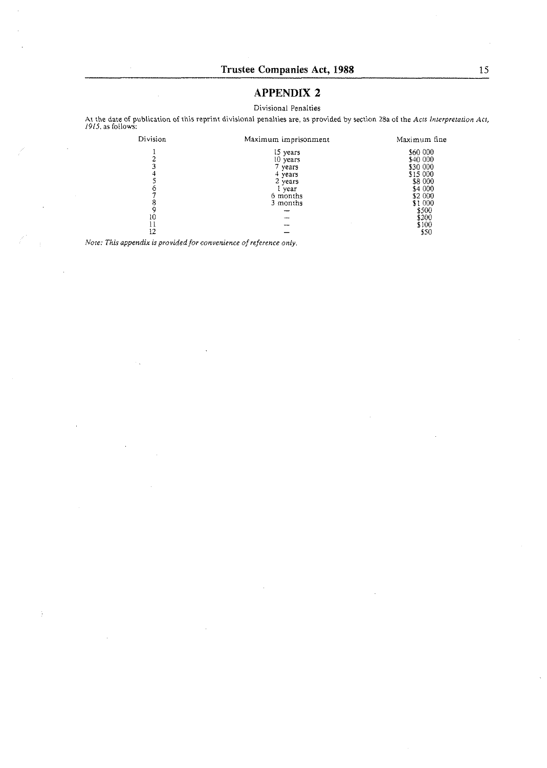## APPENDIX 2

Divisional Penalties

At the date of publication of this reprint divisional penalties are, as provided by section 28a of the *Acts Interpretation Act, 1915*, as follows:

| Division | Maximum imprisonment | Maximum fine |
|---|---|---|
| 1 | 15 years | $60 000 |
| 2 | 10 years | $40 000 |
| 3 | 7 years | $30 000 |
| 4 | 4 years | $15 000 |
| 5 | 2 years | $8 000 |
| 6 | 1 year | $4 000 |
| 7 | 6 months | $2 000 |
| 8 | 3 months | $1 000 |
| 9 | — | $500 |
| 10 | — | $200 |
| 11 | — | $100 |
| 12 | — | $50 |

*Note: This appendix is provided for convenience of reference only.*